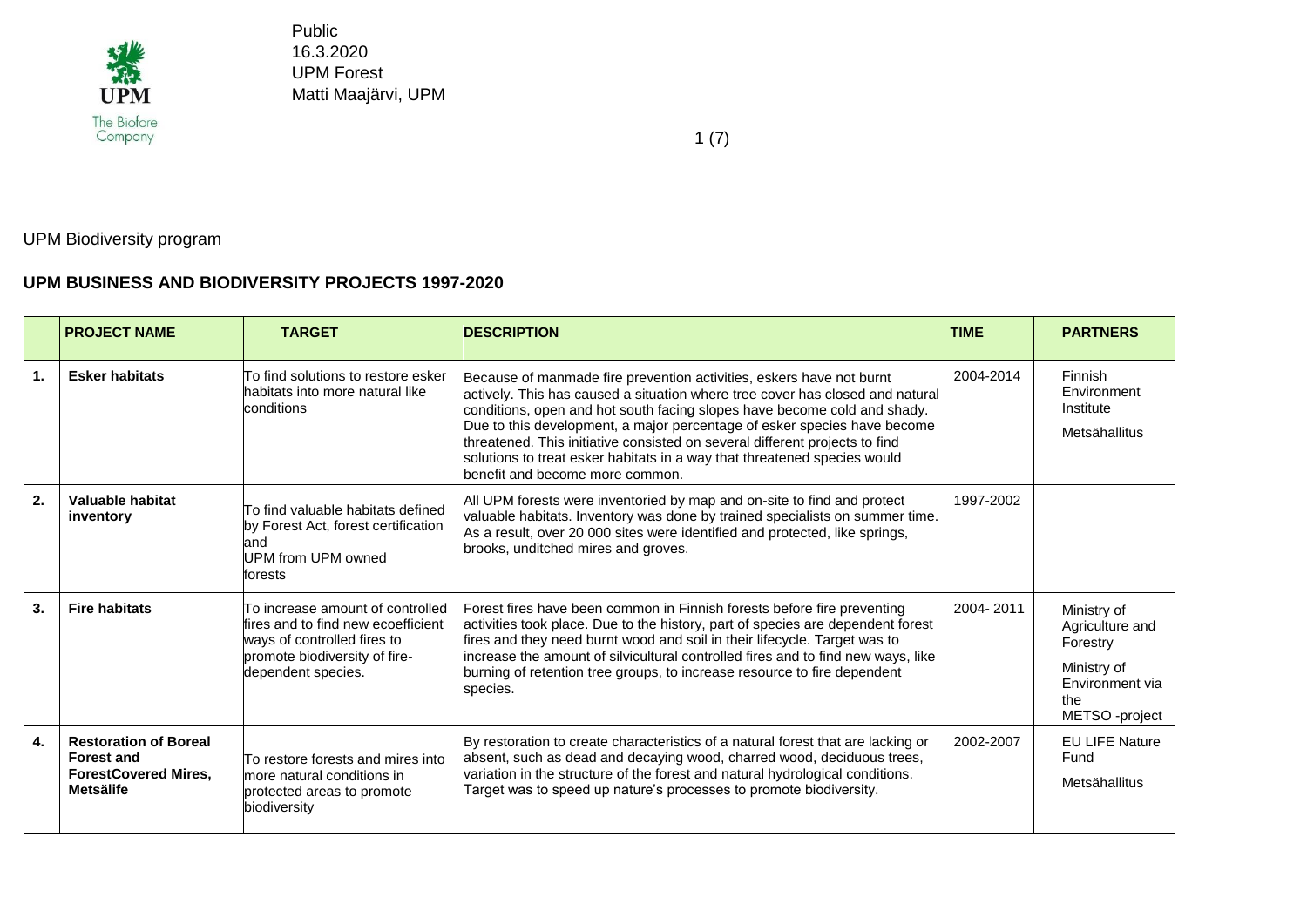Public
16.3.2020
UPM Forest
Matti Maajärvi, UPM

UPM Biodiversity program

## UPM BUSINESS AND BIODIVERSITY PROJECTS 1997-2020

| | PROJECT NAME | TARGET | DESCRIPTION | TIME | PARTNERS |
|---|---|---|---|---|---|
| 1. | **Esker habitats** | To find solutions to restore esker habitats into more natural like conditions | Because of manmade fire prevention activities, eskers have not burnt actively. This has caused a situation where tree cover has closed and natural conditions, open and hot south facing slopes have become cold and shady. Due to this development, a major percentage of esker species have become threatened. This initiative consisted on several different projects to find solutions to treat esker habitats in a way that threatened species would benefit and become more common. | 2004-2014 | Finnish Environment Institute<br>Metsähallitus |
| 2. | **Valuable habitat inventory** | To find valuable habitats defined by Forest Act, forest certification and UPM from UPM owned forests | All UPM forests were inventoried by map and on-site to find and protect valuable habitats. Inventory was done by trained specialists on summer time. As a result, over 20 000 sites were identified and protected, like springs, brooks, unditched mires and groves. | 1997-2002 | |
| 3. | **Fire habitats** | To increase amount of controlled fires and to find new ecoefficient ways of controlled fires to promote biodiversity of fire-dependent species. | Forest fires have been common in Finnish forests before fire preventing activities took place. Due to the history, part of species are dependent forest fires and they need burnt wood and soil in their lifecycle. Target was to increase the amount of silvicultural controlled fires and to find new ways, like burning of retention tree groups, to increase resource to fire dependent species. | 2004- 2011 | Ministry of Agriculture and Forestry<br>Ministry of Environment via the METSO -project |
| 4. | **Restoration of Boreal Forest and ForestCovered Mires, Metsälife** | To restore forests and mires into more natural conditions in protected areas to promote biodiversity | By restoration to create characteristics of a natural forest that are lacking or absent, such as dead and decaying wood, charred wood, deciduous trees, variation in the structure of the forest and natural hydrological conditions. Target was to speed up nature's processes to promote biodiversity. | 2002-2007 | EU LIFE Nature Fund<br>Metsähallitus |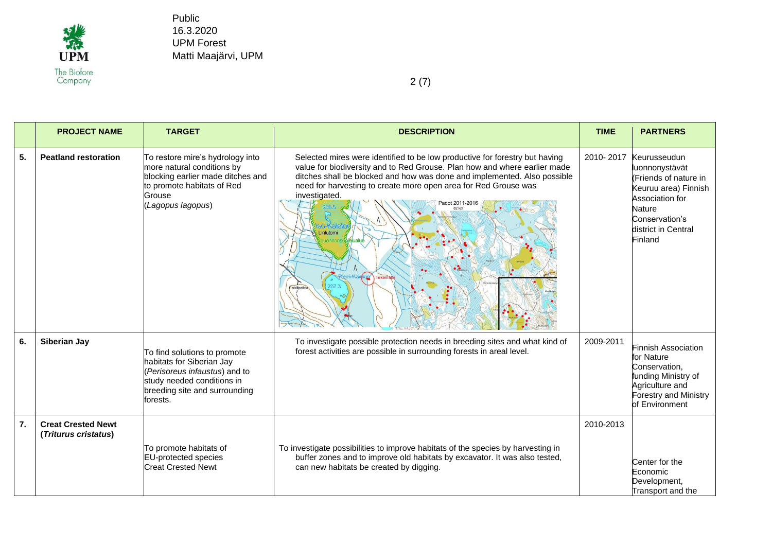|  | PROJECT NAME | TARGET | DESCRIPTION | TIME | PARTNERS |
|---|---|---|---|---|---|
| 5. | **Peatland restoration** | To restore mire's hydrology into more natural conditions by blocking earlier made ditches and to promote habitats of Red Grouse (*Lagopus lagopus*) | Selected mires were identified to be low productive for forestry but having value for biodiversity and to Red Grouse. Plan how and where earlier made ditches shall be blocked and how was done and implemented. Also possible need for harvesting to create more open area for Red Grouse was investigated. | 2010- 2017 | Keurusseudun luonnonystävät (Friends of nature in Keuruu area) Finnish Association for Nature Conservation's district in Central Finland |
| 6. | **Siberian Jay** | To find solutions to promote habitats for Siberian Jay (*Perisoreus infaustus*) and to study needed conditions in breeding site and surrounding forests. | To investigate possible protection needs in breeding sites and what kind of forest activities are possible in surrounding forests in areal level. | 2009-2011 | Finnish Association for Nature Conservation, funding Ministry of Agriculture and Forestry and Ministry of Environment |
| 7. | **Creat Crested Newt (*Triturus cristatus*)** | To promote habitats of EU-protected species Creat Crested Newt | To investigate possibilities to improve habitats of the species by harvesting in buffer zones and to improve old habitats by excavator. It was also tested, can new habitats be created by digging. | 2010-2013 | Center for the Economic Development, Transport and the |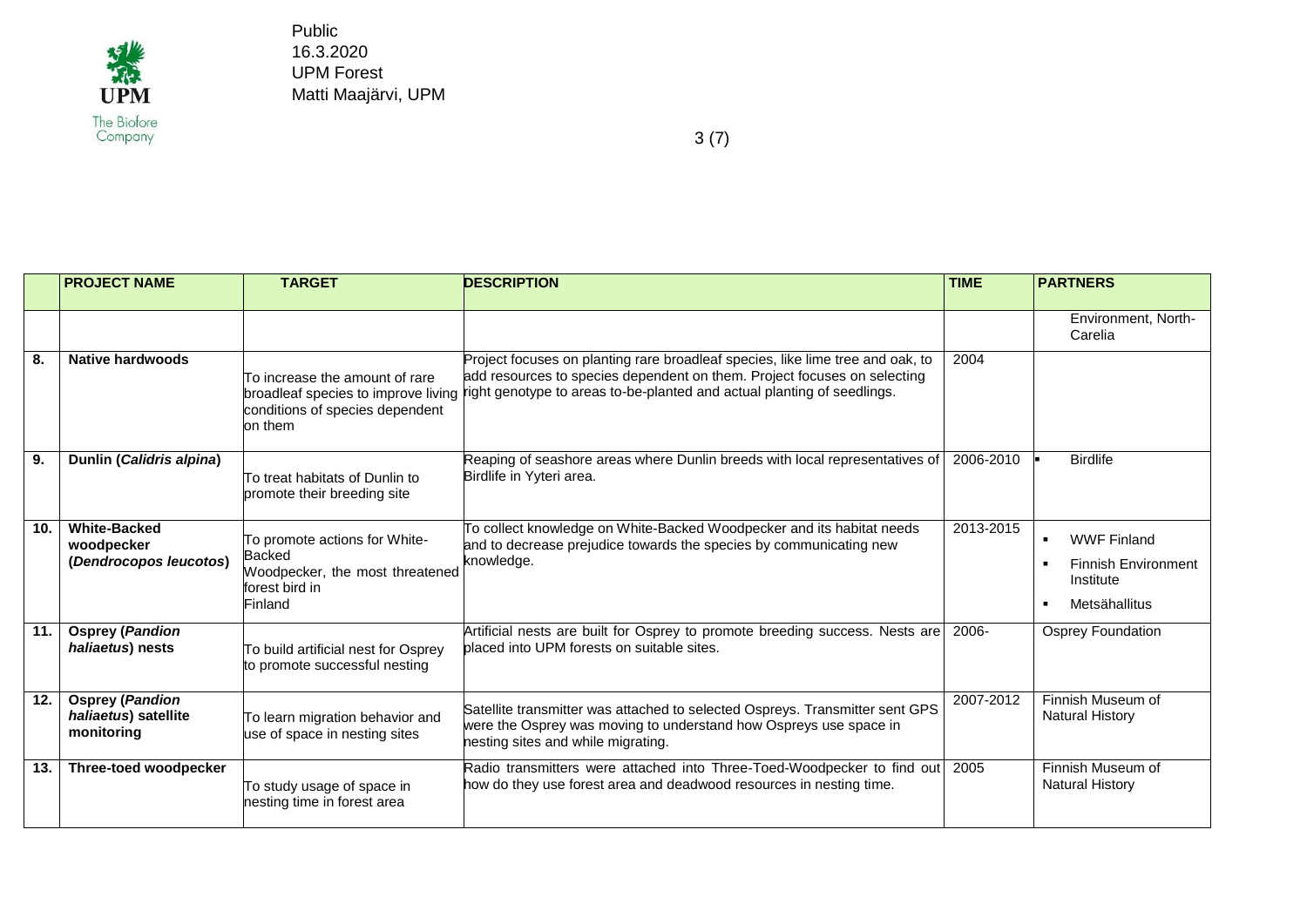| | PROJECT NAME | TARGET | DESCRIPTION | TIME | PARTNERS |
|---|---|---|---|---|---|
| | | | | | Environment, North-Carelia |
| 8. | **Native hardwoods** | To increase the amount of rare broadleaf species to improve living conditions of species dependent on them | Project focuses on planting rare broadleaf species, like lime tree and oak, to add resources to species dependent on them. Project focuses on selecting right genotype to areas to-be-planted and actual planting of seedlings. | 2004 | |
| 9. | **Dunlin (*Calidris alpina*)** | To treat habitats of Dunlin to promote their breeding site | Reaping of seashore areas where Dunlin breeds with local representatives of Birdlife in Yyteri area. | 2006-2010 | ▪ Birdlife |
| 10. | **White-Backed woodpecker (*Dendrocopos leucotos*)** | To promote actions for White-Backed Woodpecker, the most threatened forest bird in Finland | To collect knowledge on White-Backed Woodpecker and its habitat needs and to decrease prejudice towards the species by communicating new knowledge. | 2013-2015 | ▪ WWF Finland<br>▪ Finnish Environment Institute<br>▪ Metsähallitus |
| 11. | **Osprey (*Pandion haliaetus*) nests** | To build artificial nest for Osprey to promote successful nesting | Artificial nests are built for Osprey to promote breeding success. Nests are placed into UPM forests on suitable sites. | 2006- | Osprey Foundation |
| 12. | **Osprey (*Pandion haliaetus*) satellite monitoring** | To learn migration behavior and use of space in nesting sites | Satellite transmitter was attached to selected Ospreys. Transmitter sent GPS were the Osprey was moving to understand how Ospreys use space in nesting sites and while migrating. | 2007-2012 | Finnish Museum of Natural History |
| 13. | **Three-toed woodpecker** | To study usage of space in nesting time in forest area | Radio transmitters were attached into Three-Toed-Woodpecker to find out how do they use forest area and deadwood resources in nesting time. | 2005 | Finnish Museum of Natural History |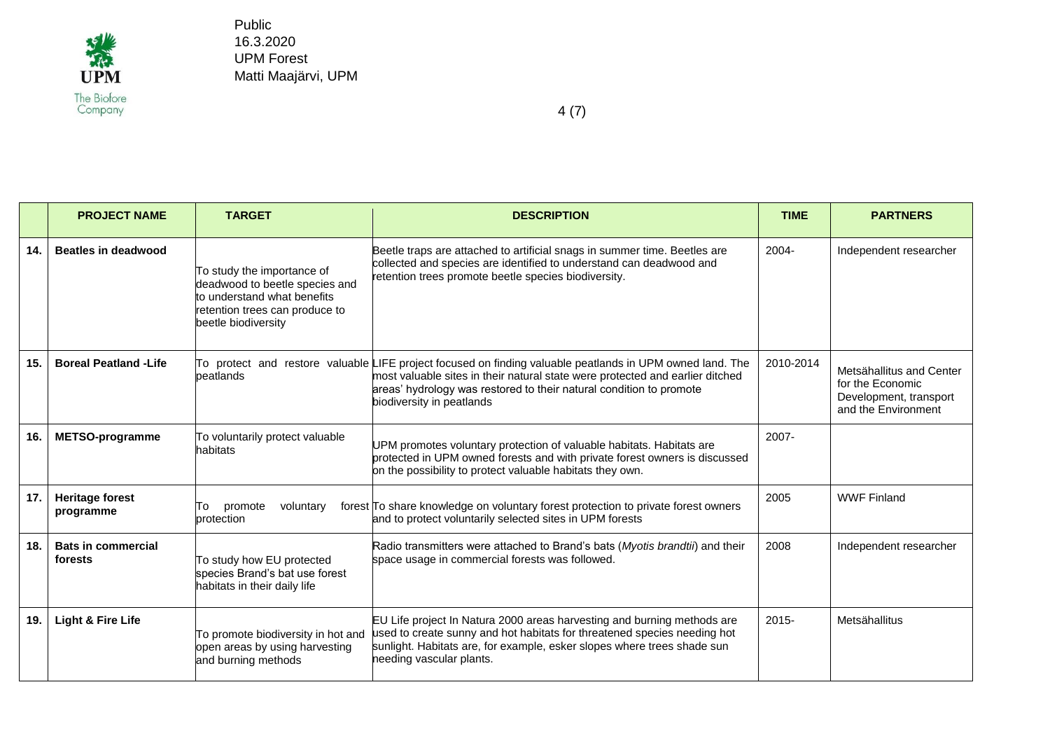|  | PROJECT NAME | TARGET | DESCRIPTION | TIME | PARTNERS |
|---|---|---|---|---|---|
| 14. | **Beatles in deadwood** | To study the importance of deadwood to beetle species and to understand what benefits retention trees can produce to beetle biodiversity | Beetle traps are attached to artificial snags in summer time. Beetles are collected and species are identified to understand can deadwood and retention trees promote beetle species biodiversity. | 2004- | Independent researcher |
| 15. | **Boreal Peatland -Life** | To protect and restore valuable peatlands | LIFE project focused on finding valuable peatlands in UPM owned land. The most valuable sites in their natural state were protected and earlier ditched areas' hydrology was restored to their natural condition to promote biodiversity in peatlands | 2010-2014 | Metsähallitus and Center for the Economic Development, transport and the Environment |
| 16. | **METSO-programme** | To voluntarily protect valuable habitats | UPM promotes voluntary protection of valuable habitats. Habitats are protected in UPM owned forests and with private forest owners is discussed on the possibility to protect valuable habitats they own. | 2007- |  |
| 17. | **Heritage forest programme** | To promote voluntary forest protection | To share knowledge on voluntary forest protection to private forest owners and to protect voluntarily selected sites in UPM forests | 2005 | WWF Finland |
| 18. | **Bats in commercial forests** | To study how EU protected species Brand's bat use forest habitats in their daily life | Radio transmitters were attached to Brand's bats (*Myotis brandtii*) and their space usage in commercial forests was followed. | 2008 | Independent researcher |
| 19. | **Light & Fire Life** | To promote biodiversity in hot and open areas by using harvesting and burning methods | EU Life project In Natura 2000 areas harvesting and burning methods are used to create sunny and hot habitats for threatened species needing hot sunlight. Habitats are, for example, esker slopes where trees shade sun needing vascular plants. | 2015- | Metsähallitus |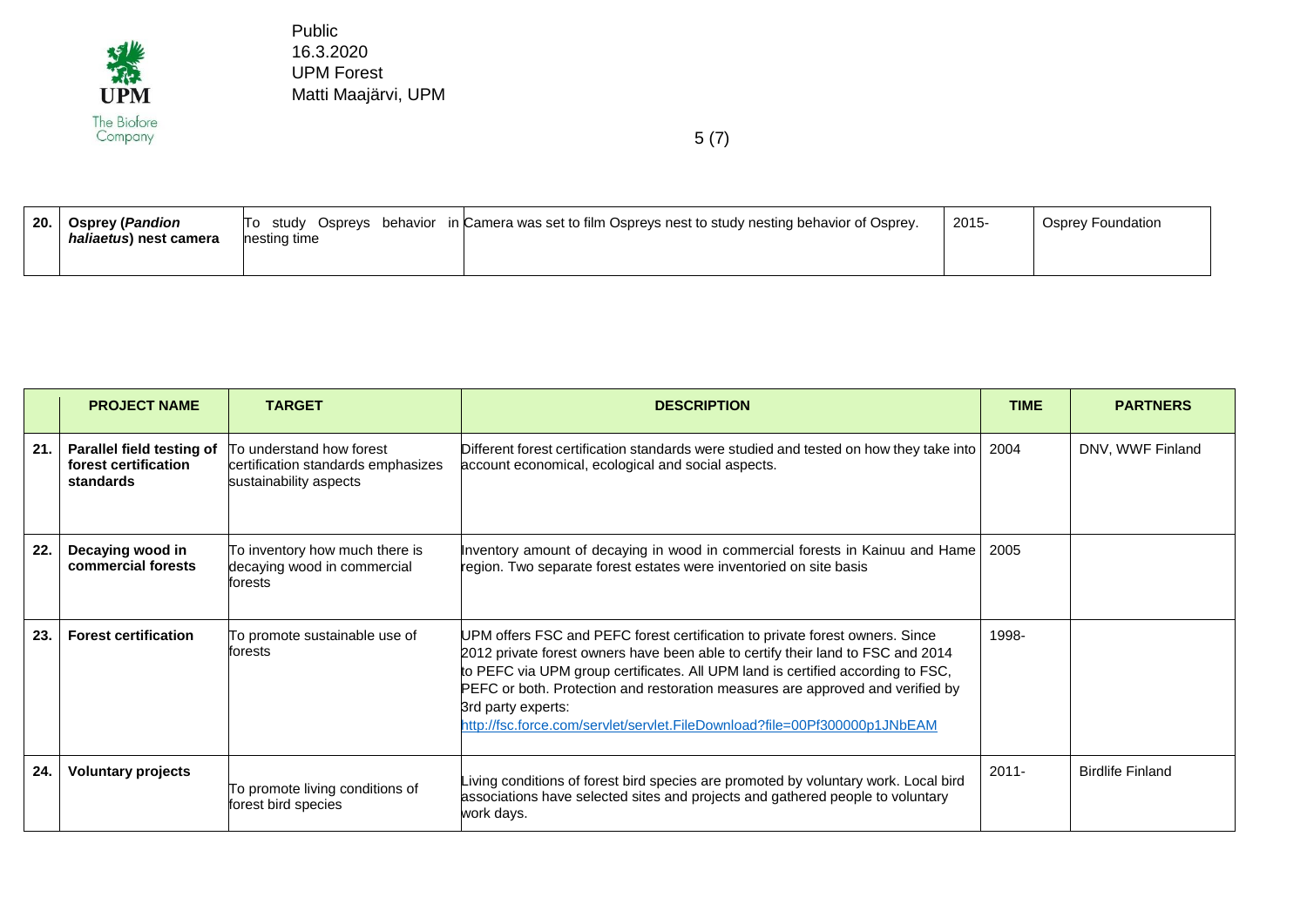| 20. | **Osprey (*Pandion haliaetus*) nest camera** | To study Ospreys behavior in nesting time | Camera was set to film Ospreys nest to study nesting behavior of Osprey. | 2015- | Osprey Foundation |
|---|---|---|---|---|---|

| | **PROJECT NAME** | **TARGET** | **DESCRIPTION** | **TIME** | **PARTNERS** |
|---|---|---|---|---|---|
| **21.** | **Parallel field testing of forest certification standards** | To understand how forest certification standards emphasizes sustainability aspects | Different forest certification standards were studied and tested on how they take into account economical, ecological and social aspects. | 2004 | DNV, WWF Finland |
| **22.** | **Decaying wood in commercial forests** | To inventory how much there is decaying wood in commercial forests | Inventory amount of decaying in wood in commercial forests in Kainuu and Hame region. Two separate forest estates were inventoried on site basis | 2005 | |
| **23.** | **Forest certification** | To promote sustainable use of forests | UPM offers FSC and PEFC forest certification to private forest owners. Since 2012 private forest owners have been able to certify their land to FSC and 2014 to PEFC via UPM group certificates. All UPM land is certified according to FSC, PEFC or both. Protection and restoration measures are approved and verified by 3rd party experts: http://fsc.force.com/servlet/servlet.FileDownload?file=00Pf300000p1JNbEAM | 1998- | |
| **24.** | **Voluntary projects** | To promote living conditions of forest bird species | Living conditions of forest bird species are promoted by voluntary work. Local bird associations have selected sites and projects and gathered people to voluntary work days. | 2011- | Birdlife Finland |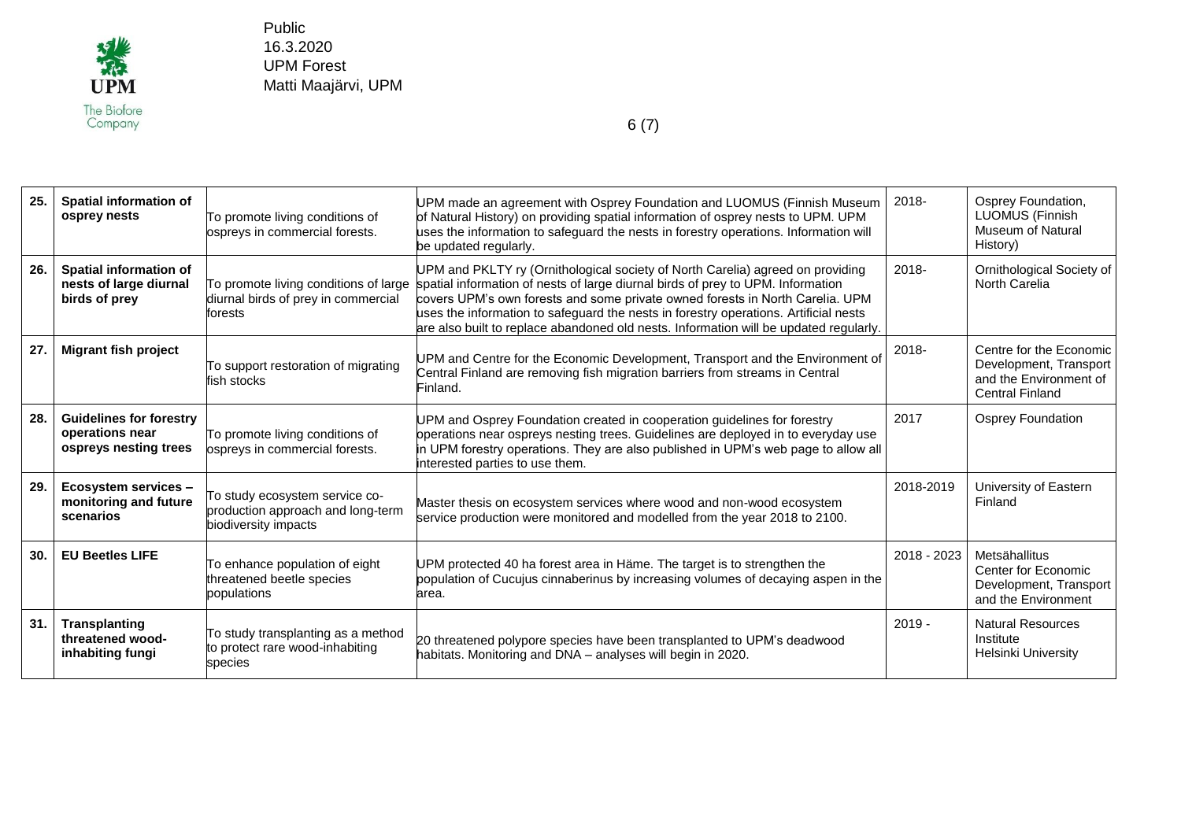| | | | | | |
|---|---|---|---|---|---|
| **25.** | **Spatial information of osprey nests** | To promote living conditions of ospreys in commercial forests. | UPM made an agreement with Osprey Foundation and LUOMUS (Finnish Museum of Natural History) on providing spatial information of osprey nests to UPM. UPM uses the information to safeguard the nests in forestry operations. Information will be updated regularly. | 2018- | Osprey Foundation, LUOMUS (Finnish Museum of Natural History) |
| **26.** | **Spatial information of nests of large diurnal birds of prey** | To promote living conditions of large diurnal birds of prey in commercial forests | UPM and PKLTY ry (Ornithological society of North Carelia) agreed on providing spatial information of nests of large diurnal birds of prey to UPM. Information covers UPM's own forests and some private owned forests in North Carelia. UPM uses the information to safeguard the nests in forestry operations. Artificial nests are also built to replace abandoned old nests. Information will be updated regularly. | 2018- | Ornithological Society of North Carelia |
| **27.** | **Migrant fish project** | To support restoration of migrating fish stocks | UPM and Centre for the Economic Development, Transport and the Environment of Central Finland are removing fish migration barriers from streams in Central Finland. | 2018- | Centre for the Economic Development, Transport and the Environment of Central Finland |
| **28.** | **Guidelines for forestry operations near ospreys nesting trees** | To promote living conditions of ospreys in commercial forests. | UPM and Osprey Foundation created in cooperation guidelines for forestry operations near ospreys nesting trees. Guidelines are deployed in to everyday use in UPM forestry operations. They are also published in UPM's web page to allow all interested parties to use them. | 2017 | Osprey Foundation |
| **29.** | **Ecosystem services – monitoring and future scenarios** | To study ecosystem service co-production approach and long-term biodiversity impacts | Master thesis on ecosystem services where wood and non-wood ecosystem service production were monitored and modelled from the year 2018 to 2100. | 2018-2019 | University of Eastern Finland |
| **30.** | **EU Beetles LIFE** | To enhance population of eight threatened beetle species populations | UPM protected 40 ha forest area in Häme. The target is to strengthen the population of Cucujus cinnaberinus by increasing volumes of decaying aspen in the area. | 2018 - 2023 | Metsähallitus<br>Center for Economic Development, Transport and the Environment |
| **31.** | **Transplanting threatened wood-inhabiting fungi** | To study transplanting as a method to protect rare wood-inhabiting species | 20 threatened polypore species have been transplanted to UPM's deadwood habitats. Monitoring and DNA – analyses will begin in 2020. | 2019 - | Natural Resources Institute<br>Helsinki University |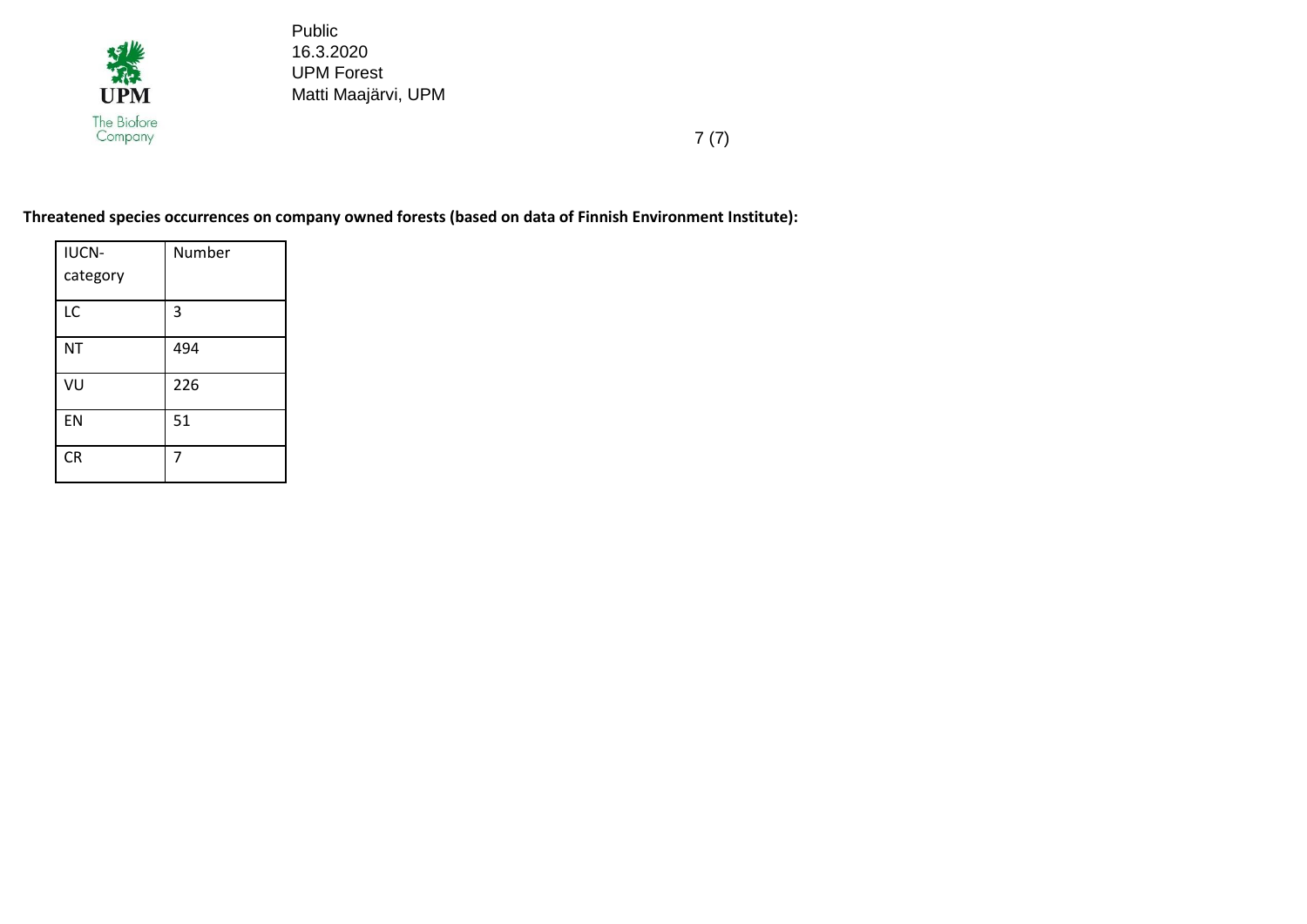**Threatened species occurrences on company owned forests (based on data of Finnish Environment Institute):**

| IUCN-category | Number |
|---|---|
| LC | 3 |
| NT | 494 |
| VU | 226 |
| EN | 51 |
| CR | 7 |